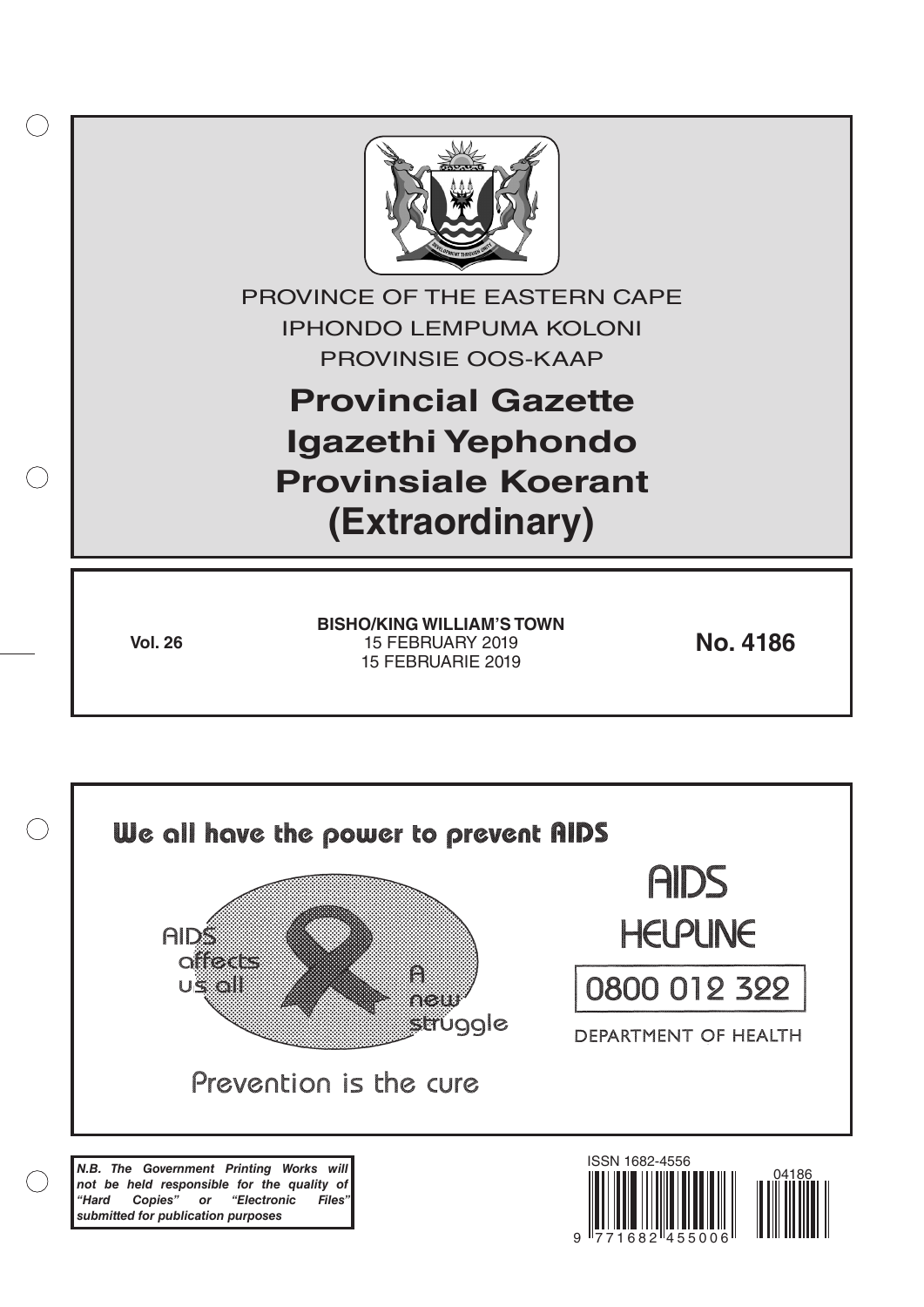PROVINCE OF THE EASTERN CAPE

IPHONDO LEMPUMA KOLONI

PROVINSIE OOS-KAAP

# Provincial Gazette
# Igazethi Yephondo
# Provinsiale Koerant
# (Extraordinary)

**Vol. 26**

**BISHO/KING WILLIAM'S TOWN**
15 FEBRUARY 2019
15 FEBRUARIE 2019

**No. 4186**

**We all have the power to prevent AIDS**

AIDS affects us all

A new struggle

Prevention is the cure

AIDS HELPLINE

0800 012 322

DEPARTMENT OF HEALTH

***N.B. The Government Printing Works will not be held responsible for the quality of "Hard Copies" or "Electronic Files" submitted for publication purposes***

ISSN 1682-4556

04186

9 771682 455006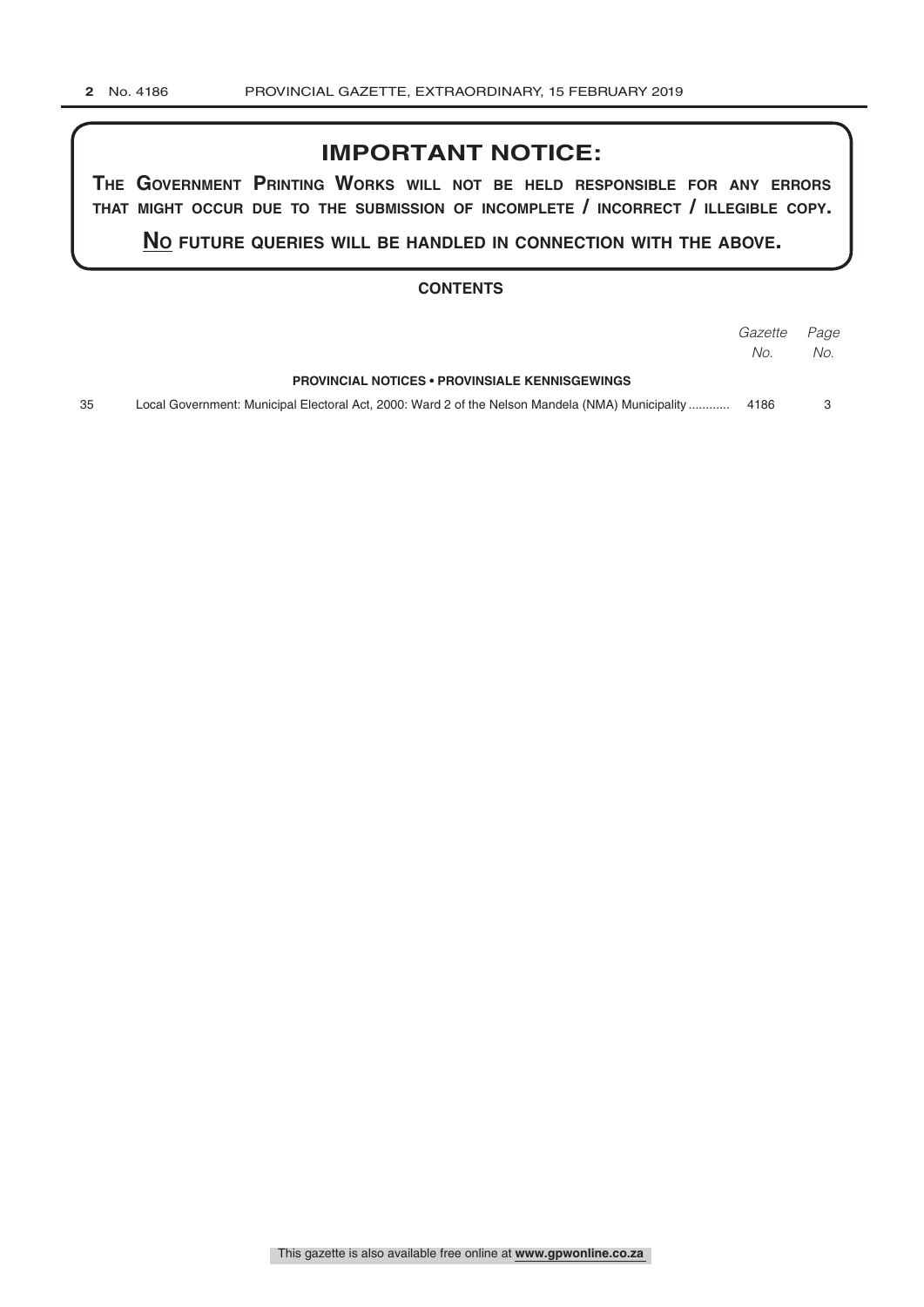## IMPORTANT NOTICE:

**THE GOVERNMENT PRINTING WORKS WILL NOT BE HELD RESPONSIBLE FOR ANY ERRORS THAT MIGHT OCCUR DUE TO THE SUBMISSION OF INCOMPLETE / INCORRECT / ILLEGIBLE COPY.**

**NO FUTURE QUERIES WILL BE HANDLED IN CONNECTION WITH THE ABOVE.**

### CONTENTS

| | | *Gazette No.* | *Page No.* |
|---|---|---|---|
| | **PROVINCIAL NOTICES • PROVINSIALE KENNISGEWINGS** | | |
| 35 | Local Government: Municipal Electoral Act, 2000: Ward 2 of the Nelson Mandela (NMA) Municipality ............ | 4186 | 3 |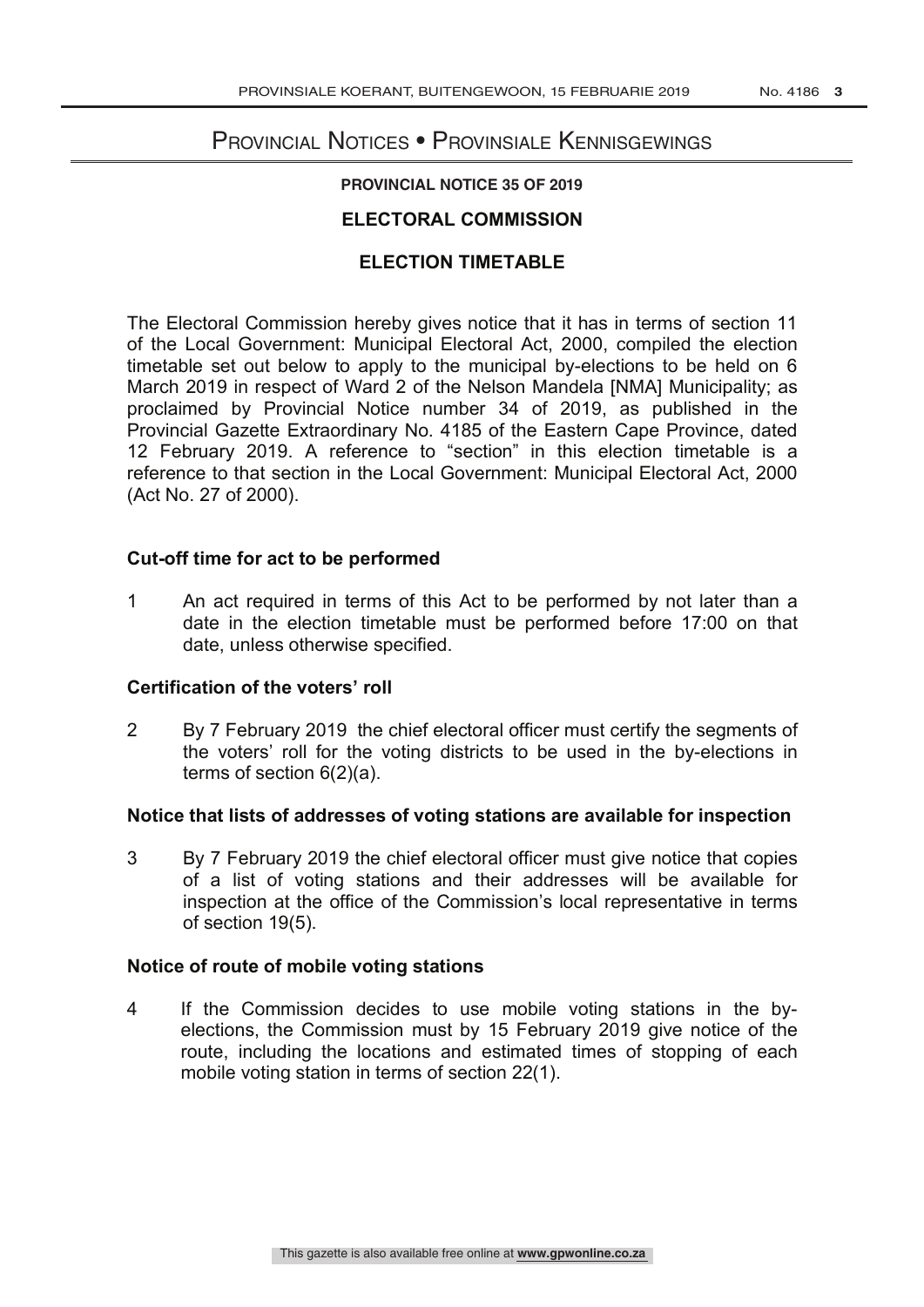# Provincial Notices • Provinsiale Kennisgewings

**PROVINCIAL NOTICE 35 OF 2019**

## ELECTORAL COMMISSION

## ELECTION TIMETABLE

The Electoral Commission hereby gives notice that it has in terms of section 11 of the Local Government: Municipal Electoral Act, 2000, compiled the election timetable set out below to apply to the municipal by-elections to be held on 6 March 2019 in respect of Ward 2 of the Nelson Mandela [NMA] Municipality; as proclaimed by Provincial Notice number 34 of 2019, as published in the Provincial Gazette Extraordinary No. 4185 of the Eastern Cape Province, dated 12 February 2019. A reference to "section" in this election timetable is a reference to that section in the Local Government: Municipal Electoral Act, 2000 (Act No. 27 of 2000).

### Cut-off time for act to be performed

1 An act required in terms of this Act to be performed by not later than a date in the election timetable must be performed before 17:00 on that date, unless otherwise specified.

### Certification of the voters' roll

2 By 7 February 2019 the chief electoral officer must certify the segments of the voters' roll for the voting districts to be used in the by-elections in terms of section 6(2)(a).

### Notice that lists of addresses of voting stations are available for inspection

3 By 7 February 2019 the chief electoral officer must give notice that copies of a list of voting stations and their addresses will be available for inspection at the office of the Commission's local representative in terms of section 19(5).

### Notice of route of mobile voting stations

4 If the Commission decides to use mobile voting stations in the by-elections, the Commission must by 15 February 2019 give notice of the route, including the locations and estimated times of stopping of each mobile voting station in terms of section 22(1).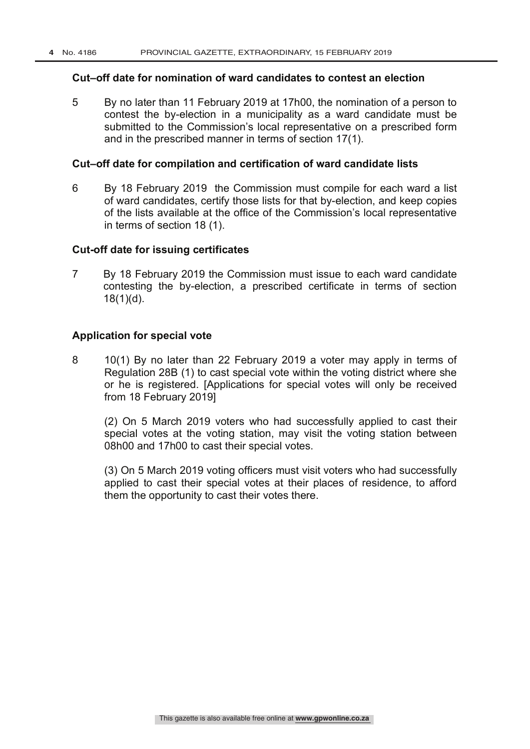### Cut–off date for nomination of ward candidates to contest an election

5 By no later than 11 February 2019 at 17h00, the nomination of a person to contest the by-election in a municipality as a ward candidate must be submitted to the Commission's local representative on a prescribed form and in the prescribed manner in terms of section 17(1).

### Cut–off date for compilation and certification of ward candidate lists

6 By 18 February 2019 the Commission must compile for each ward a list of ward candidates, certify those lists for that by-election, and keep copies of the lists available at the office of the Commission's local representative in terms of section 18 (1).

### Cut-off date for issuing certificates

7 By 18 February 2019 the Commission must issue to each ward candidate contesting the by-election, a prescribed certificate in terms of section 18(1)(d).

### Application for special vote

8 10(1) By no later than 22 February 2019 a voter may apply in terms of Regulation 28B (1) to cast special vote within the voting district where she or he is registered. [Applications for special votes will only be received from 18 February 2019]

(2) On 5 March 2019 voters who had successfully applied to cast their special votes at the voting station, may visit the voting station between 08h00 and 17h00 to cast their special votes.

(3) On 5 March 2019 voting officers must visit voters who had successfully applied to cast their special votes at their places of residence, to afford them the opportunity to cast their votes there.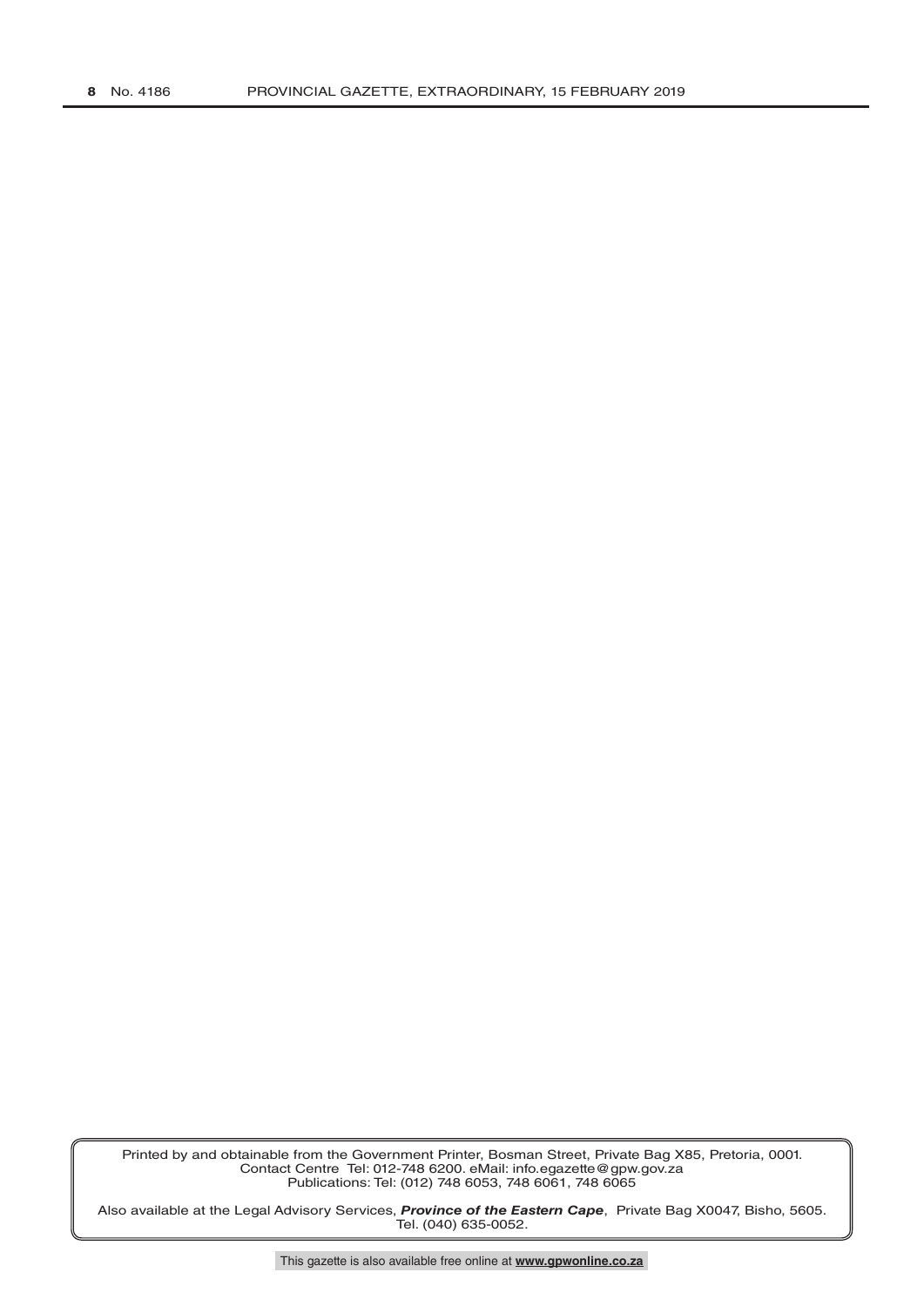Printed by and obtainable from the Government Printer, Bosman Street, Private Bag X85, Pretoria, 0001.
Contact Centre Tel: 012-748 6200. eMail: info.egazette@gpw.gov.za
Publications: Tel: (012) 748 6053, 748 6061, 748 6065

Also available at the Legal Advisory Services, ***Province of the Eastern Cape***, Private Bag X0047, Bisho, 5605.
Tel. (040) 635-0052.

This gazette is also available free online at **www.gpwonline.co.za**